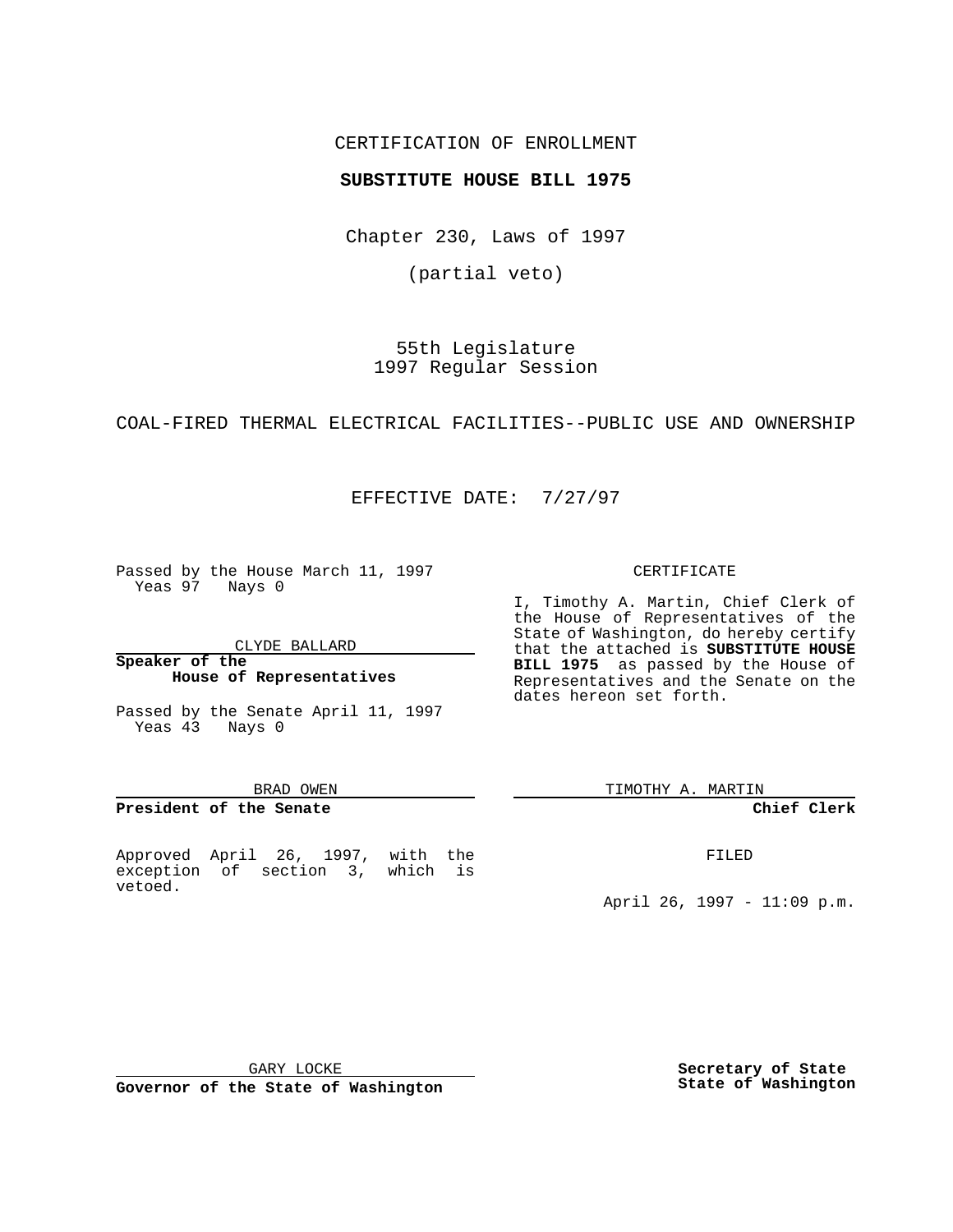CERTIFICATION OF ENROLLMENT

**SUBSTITUTE HOUSE BILL 1975**

Chapter 230, Laws of 1997

(partial veto)

55th Legislature
1997 Regular Session

COAL-FIRED THERMAL ELECTRICAL FACILITIES--PUBLIC USE AND OWNERSHIP

EFFECTIVE DATE: 7/27/97

Passed by the House March 11, 1997
Yeas 97 Nays 0

CLYDE BALLARD

**Speaker of the House of Representatives**

Passed by the Senate April 11, 1997
Yeas 43 Nays 0

BRAD OWEN

**President of the Senate**

Approved April 26, 1997, with the exception of section 3, which is vetoed.

GARY LOCKE

**Governor of the State of Washington**

CERTIFICATE

I, Timothy A. Martin, Chief Clerk of the House of Representatives of the State of Washington, do hereby certify that the attached is **SUBSTITUTE HOUSE BILL 1975** as passed by the House of Representatives and the Senate on the dates hereon set forth.

TIMOTHY A. MARTIN

**Chief Clerk**

FILED

April 26, 1997 - 11:09 p.m.

**Secretary of State State of Washington**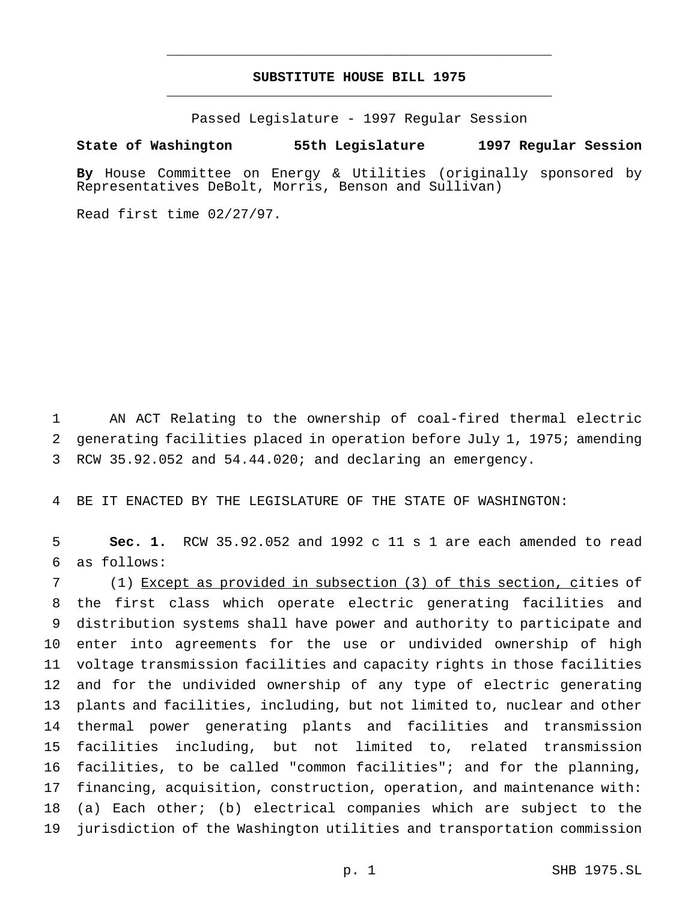# SUBSTITUTE HOUSE BILL 1975

Passed Legislature - 1997 Regular Session

**State of Washington 55th Legislature 1997 Regular Session**

**By** House Committee on Energy & Utilities (originally sponsored by Representatives DeBolt, Morris, Benson and Sullivan)

Read first time 02/27/97.

AN ACT Relating to the ownership of coal-fired thermal electric generating facilities placed in operation before July 1, 1975; amending RCW 35.92.052 and 54.44.020; and declaring an emergency.

BE IT ENACTED BY THE LEGISLATURE OF THE STATE OF WASHINGTON:

**Sec. 1.** RCW 35.92.052 and 1992 c 11 s 1 are each amended to read as follows:

(1) <u>Except as provided in subsection (3) of this section, c</u>ities of the first class which operate electric generating facilities and distribution systems shall have power and authority to participate and enter into agreements for the use or undivided ownership of high voltage transmission facilities and capacity rights in those facilities and for the undivided ownership of any type of electric generating plants and facilities, including, but not limited to, nuclear and other thermal power generating plants and facilities and transmission facilities including, but not limited to, related transmission facilities, to be called "common facilities"; and for the planning, financing, acquisition, construction, operation, and maintenance with: (a) Each other; (b) electrical companies which are subject to the jurisdiction of the Washington utilities and transportation commission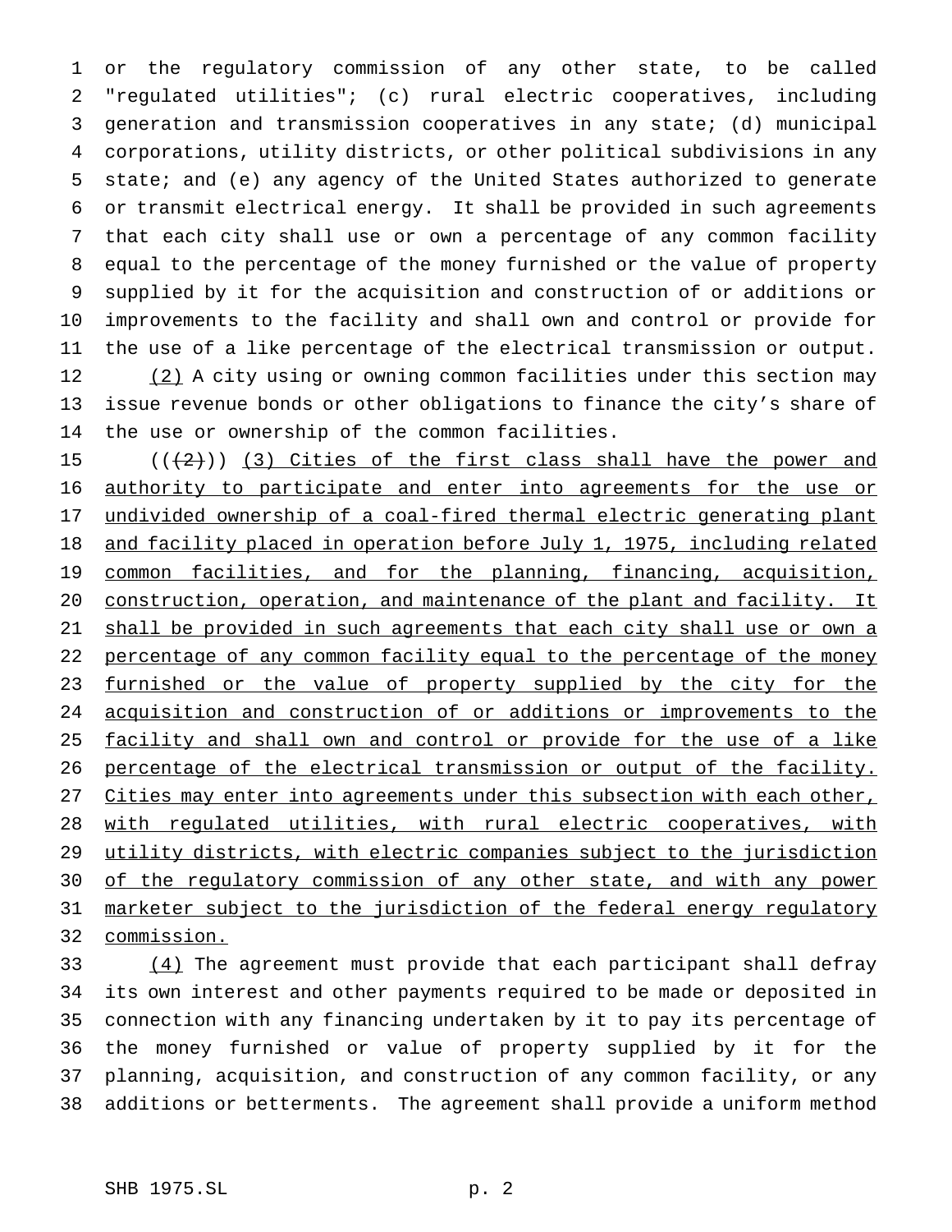or the regulatory commission of any other state, to be called "regulated utilities"; (c) rural electric cooperatives, including generation and transmission cooperatives in any state; (d) municipal corporations, utility districts, or other political subdivisions in any state; and (e) any agency of the United States authorized to generate or transmit electrical energy. It shall be provided in such agreements that each city shall use or own a percentage of any common facility equal to the percentage of the money furnished or the value of property supplied by it for the acquisition and construction of or additions or improvements to the facility and shall own and control or provide for the use of a like percentage of the electrical transmission or output.

(2) A city using or owning common facilities under this section may issue revenue bonds or other obligations to finance the city's share of the use or ownership of the common facilities.

((~~(2)~~)) (3) Cities of the first class shall have the power and authority to participate and enter into agreements for the use or undivided ownership of a coal-fired thermal electric generating plant and facility placed in operation before July 1, 1975, including related common facilities, and for the planning, financing, acquisition, construction, operation, and maintenance of the plant and facility. It shall be provided in such agreements that each city shall use or own a percentage of any common facility equal to the percentage of the money furnished or the value of property supplied by the city for the acquisition and construction of or additions or improvements to the facility and shall own and control or provide for the use of a like percentage of the electrical transmission or output of the facility. Cities may enter into agreements under this subsection with each other, with regulated utilities, with rural electric cooperatives, with utility districts, with electric companies subject to the jurisdiction of the regulatory commission of any other state, and with any power marketer subject to the jurisdiction of the federal energy regulatory commission.

(4) The agreement must provide that each participant shall defray its own interest and other payments required to be made or deposited in connection with any financing undertaken by it to pay its percentage of the money furnished or value of property supplied by it for the planning, acquisition, and construction of any common facility, or any additions or betterments. The agreement shall provide a uniform method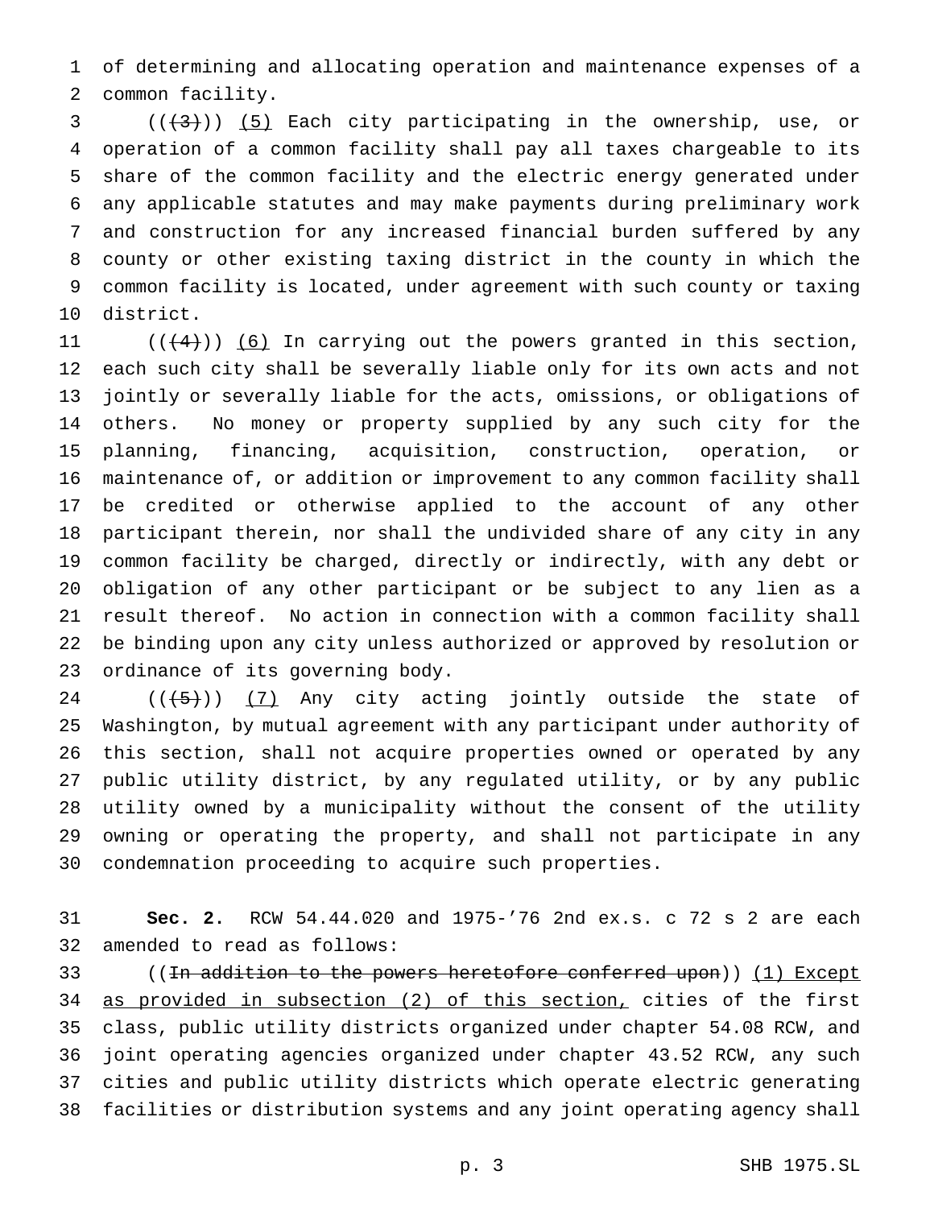of determining and allocating operation and maintenance expenses of a common facility.

((~~(3)~~)) <u>(5)</u> Each city participating in the ownership, use, or operation of a common facility shall pay all taxes chargeable to its share of the common facility and the electric energy generated under any applicable statutes and may make payments during preliminary work and construction for any increased financial burden suffered by any county or other existing taxing district in the county in which the common facility is located, under agreement with such county or taxing district.

((~~(4)~~)) <u>(6)</u> In carrying out the powers granted in this section, each such city shall be severally liable only for its own acts and not jointly or severally liable for the acts, omissions, or obligations of others. No money or property supplied by any such city for the planning, financing, acquisition, construction, operation, or maintenance of, or addition or improvement to any common facility shall be credited or otherwise applied to the account of any other participant therein, nor shall the undivided share of any city in any common facility be charged, directly or indirectly, with any debt or obligation of any other participant or be subject to any lien as a result thereof. No action in connection with a common facility shall be binding upon any city unless authorized or approved by resolution or ordinance of its governing body.

((~~(5)~~)) <u>(7)</u> Any city acting jointly outside the state of Washington, by mutual agreement with any participant under authority of this section, shall not acquire properties owned or operated by any public utility district, by any regulated utility, or by any public utility owned by a municipality without the consent of the utility owning or operating the property, and shall not participate in any condemnation proceeding to acquire such properties.

**Sec. 2.** RCW 54.44.020 and 1975-'76 2nd ex.s. c 72 s 2 are each amended to read as follows:

((~~In addition to the powers heretofore conferred upon~~)) <u>(1) Except as provided in subsection (2) of this section,</u> cities of the first class, public utility districts organized under chapter 54.08 RCW, and joint operating agencies organized under chapter 43.52 RCW, any such cities and public utility districts which operate electric generating facilities or distribution systems and any joint operating agency shall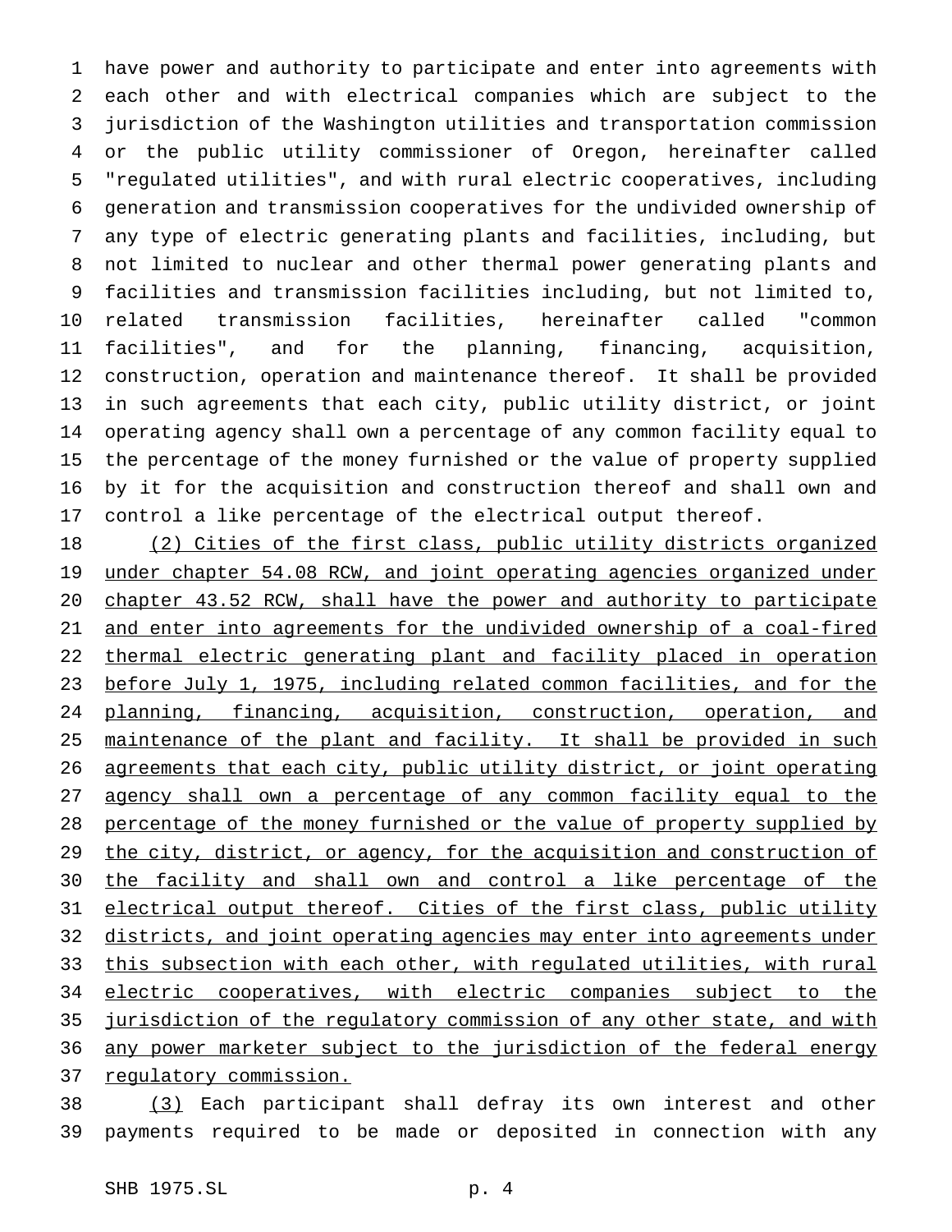have power and authority to participate and enter into agreements with each other and with electrical companies which are subject to the jurisdiction of the Washington utilities and transportation commission or the public utility commissioner of Oregon, hereinafter called "regulated utilities", and with rural electric cooperatives, including generation and transmission cooperatives for the undivided ownership of any type of electric generating plants and facilities, including, but not limited to nuclear and other thermal power generating plants and facilities and transmission facilities including, but not limited to, related transmission facilities, hereinafter called "common facilities", and for the planning, financing, acquisition, construction, operation and maintenance thereof. It shall be provided in such agreements that each city, public utility district, or joint operating agency shall own a percentage of any common facility equal to the percentage of the money furnished or the value of property supplied by it for the acquisition and construction thereof and shall own and control a like percentage of the electrical output thereof.

<u>(2) Cities of the first class, public utility districts organized under chapter 54.08 RCW, and joint operating agencies organized under chapter 43.52 RCW, shall have the power and authority to participate and enter into agreements for the undivided ownership of a coal-fired thermal electric generating plant and facility placed in operation before July 1, 1975, including related common facilities, and for the planning, financing, acquisition, construction, operation, and maintenance of the plant and facility. It shall be provided in such agreements that each city, public utility district, or joint operating agency shall own a percentage of any common facility equal to the percentage of the money furnished or the value of property supplied by the city, district, or agency, for the acquisition and construction of the facility and shall own and control a like percentage of the electrical output thereof. Cities of the first class, public utility districts, and joint operating agencies may enter into agreements under this subsection with each other, with regulated utilities, with rural electric cooperatives, with electric companies subject to the jurisdiction of the regulatory commission of any other state, and with any power marketer subject to the jurisdiction of the federal energy regulatory commission.</u>

<u>(3)</u> Each participant shall defray its own interest and other payments required to be made or deposited in connection with any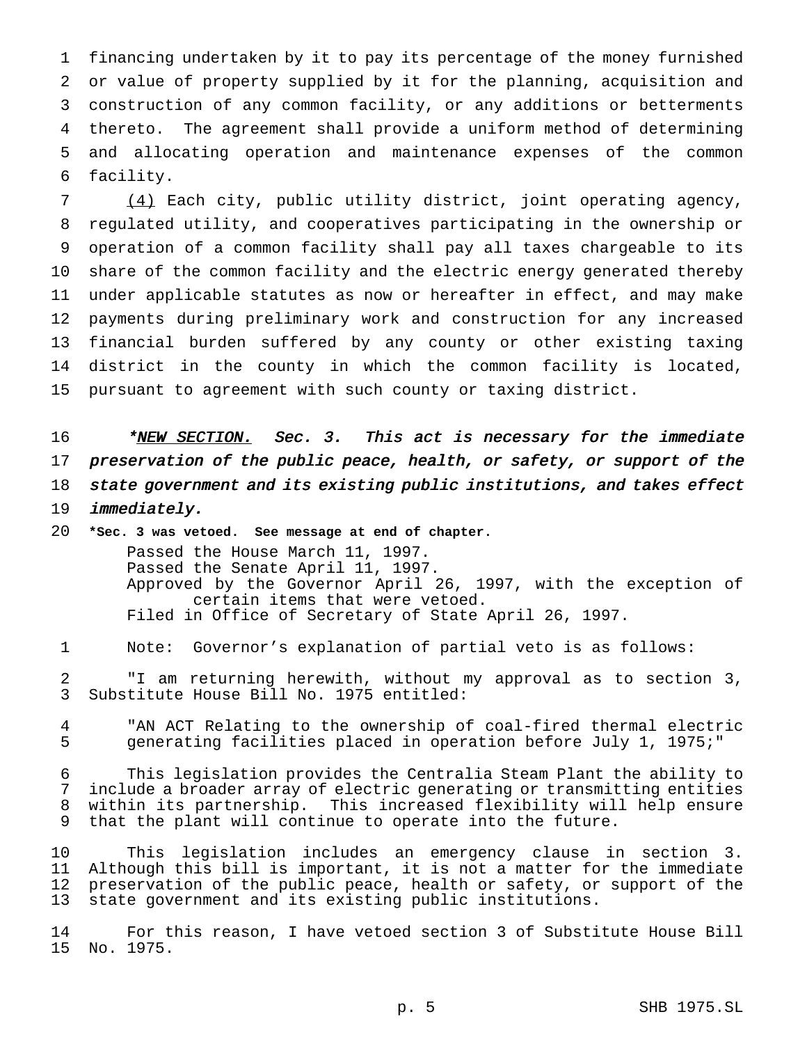financing undertaken by it to pay its percentage of the money furnished or value of property supplied by it for the planning, acquisition and construction of any common facility, or any additions or betterments thereto. The agreement shall provide a uniform method of determining and allocating operation and maintenance expenses of the common facility.

<u>(4)</u> Each city, public utility district, joint operating agency, regulated utility, and cooperatives participating in the ownership or operation of a common facility shall pay all taxes chargeable to its share of the common facility and the electric energy generated thereby under applicable statutes as now or hereafter in effect, and may make payments during preliminary work and construction for any increased financial burden suffered by any county or other existing taxing district in the county in which the common facility is located, pursuant to agreement with such county or taxing district.

***<u>NEW SECTION.</u> Sec. 3. This act is necessary for the immediate preservation of the public peace, health, or safety, or support of the state government and its existing public institutions, and takes effect immediately.***

**\*Sec. 3 was vetoed. See message at end of chapter.**

Passed the House March 11, 1997.
Passed the Senate April 11, 1997.
Approved by the Governor April 26, 1997, with the exception of certain items that were vetoed.
Filed in Office of Secretary of State April 26, 1997.

Note: Governor's explanation of partial veto is as follows:

"I am returning herewith, without my approval as to section 3, Substitute House Bill No. 1975 entitled:

"AN ACT Relating to the ownership of coal-fired thermal electric generating facilities placed in operation before July 1, 1975;"

This legislation provides the Centralia Steam Plant the ability to include a broader array of electric generating or transmitting entities within its partnership. This increased flexibility will help ensure that the plant will continue to operate into the future.

This legislation includes an emergency clause in section 3. Although this bill is important, it is not a matter for the immediate preservation of the public peace, health or safety, or support of the state government and its existing public institutions.

For this reason, I have vetoed section 3 of Substitute House Bill No. 1975.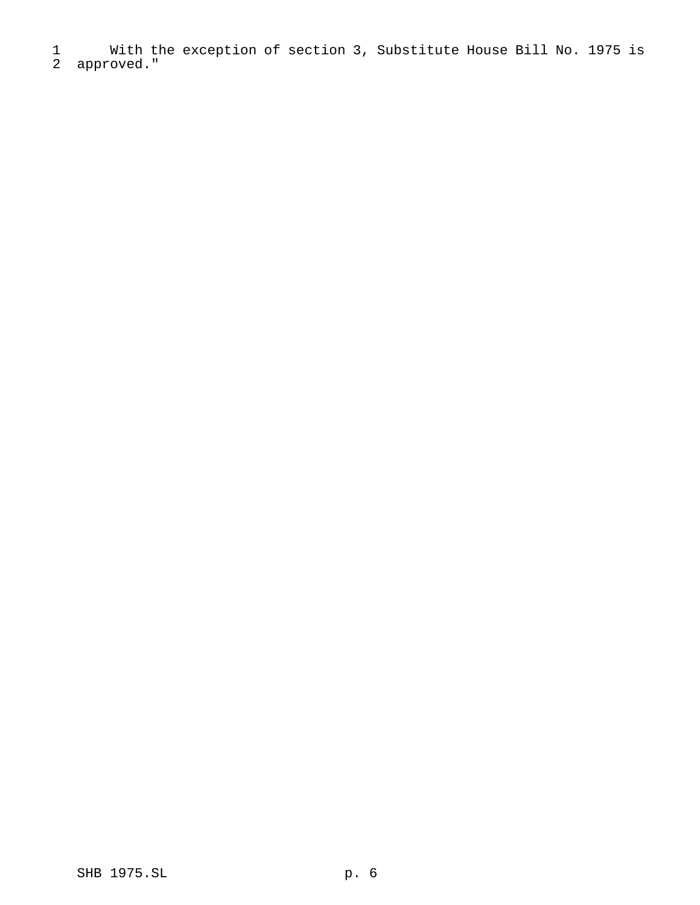With the exception of section 3, Substitute House Bill No. 1975 is approved."